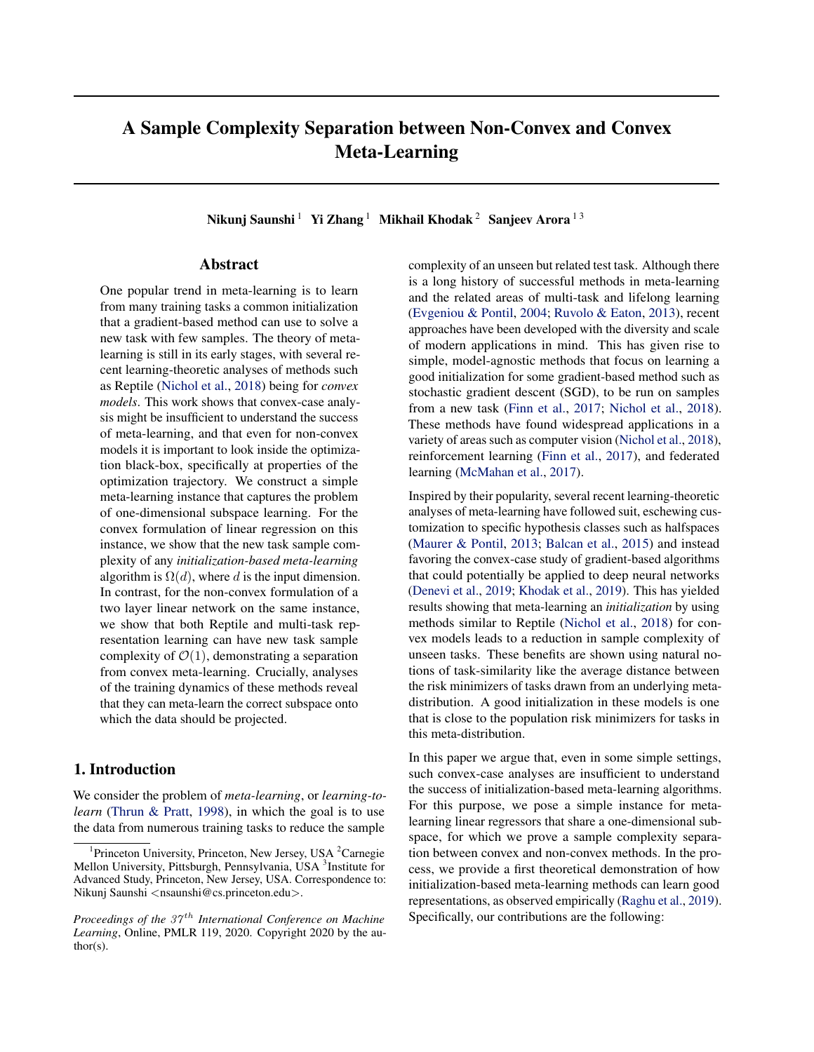# A Sample Complexity Separation between Non-Convex and Convex Meta-Learning

**Nikunj Saunshi** [1] **Yi Zhang** [1] **Mikhail Khodak** [2] **Sanjeev Arora** [1 3]

## Abstract

One popular trend in meta-learning is to learn from many training tasks a common initialization that a gradient-based method can use to solve a new task with few samples. The theory of meta-learning is still in its early stages, with several recent learning-theoretic analyses of methods such as Reptile (Nichol et al., 2018) being for *convex models*. This work shows that convex-case analysis might be insufficient to understand the success of meta-learning, and that even for non-convex models it is important to look inside the optimization black-box, specifically at properties of the optimization trajectory. We construct a simple meta-learning instance that captures the problem of one-dimensional subspace learning. For the convex formulation of linear regression on this instance, we show that the new task sample complexity of any *initialization-based meta-learning* algorithm is $\Omega(d)$, where $d$ is the input dimension. In contrast, for the non-convex formulation of a two layer linear network on the same instance, we show that both Reptile and multi-task representation learning can have new task sample complexity of $\mathcal{O}(1)$, demonstrating a separation from convex meta-learning. Crucially, analyses of the training dynamics of these methods reveal that they can meta-learn the correct subspace onto which the data should be projected.

## 1. Introduction

We consider the problem of *meta-learning*, or *learning-to-learn* (Thrun & Pratt, 1998), in which the goal is to use the data from numerous training tasks to reduce the sample complexity of an unseen but related test task. Although there is a long history of successful methods in meta-learning and the related areas of multi-task and lifelong learning (Evgeniou & Pontil, 2004; Ruvolo & Eaton, 2013), recent approaches have been developed with the diversity and scale of modern applications in mind. This has given rise to simple, model-agnostic methods that focus on learning a good initialization for some gradient-based method such as stochastic gradient descent (SGD), to be run on samples from a new task (Finn et al., 2017; Nichol et al., 2018). These methods have found widespread applications in a variety of areas such as computer vision (Nichol et al., 2018), reinforcement learning (Finn et al., 2017), and federated learning (McMahan et al., 2017).

Inspired by their popularity, several recent learning-theoretic analyses of meta-learning have followed suit, eschewing customization to specific hypothesis classes such as halfspaces (Maurer & Pontil, 2013; Balcan et al., 2015) and instead favoring the convex-case study of gradient-based algorithms that could potentially be applied to deep neural networks (Denevi et al., 2019; Khodak et al., 2019). This has yielded results showing that meta-learning an *initialization* by using methods similar to Reptile (Nichol et al., 2018) for convex models leads to a reduction in sample complexity of unseen tasks. These benefits are shown using natural notions of task-similarity like the average distance between the risk minimizers of tasks drawn from an underlying meta-distribution. A good initialization in these models is one that is close to the population risk minimizers for tasks in this meta-distribution.

In this paper we argue that, even in some simple settings, such convex-case analyses are insufficient to understand the success of initialization-based meta-learning algorithms. For this purpose, we pose a simple instance for meta-learning linear regressors that share a one-dimensional subspace, for which we prove a sample complexity separation between convex and non-convex methods. In the process, we provide a first theoretical demonstration of how initialization-based meta-learning methods can learn good representations, as observed empirically (Raghu et al., 2019). Specifically, our contributions are the following:

---

[1]Princeton University, Princeton, New Jersey, USA [2]Carnegie Mellon University, Pittsburgh, Pennsylvania, USA [3]Institute for Advanced Study, Princeton, New Jersey, USA. Correspondence to: Nikunj Saunshi <nsaunshi@cs.princeton.edu>.

*Proceedings of the $37^{th}$ International Conference on Machine Learning*, Online, PMLR 119, 2020. Copyright 2020 by the author(s).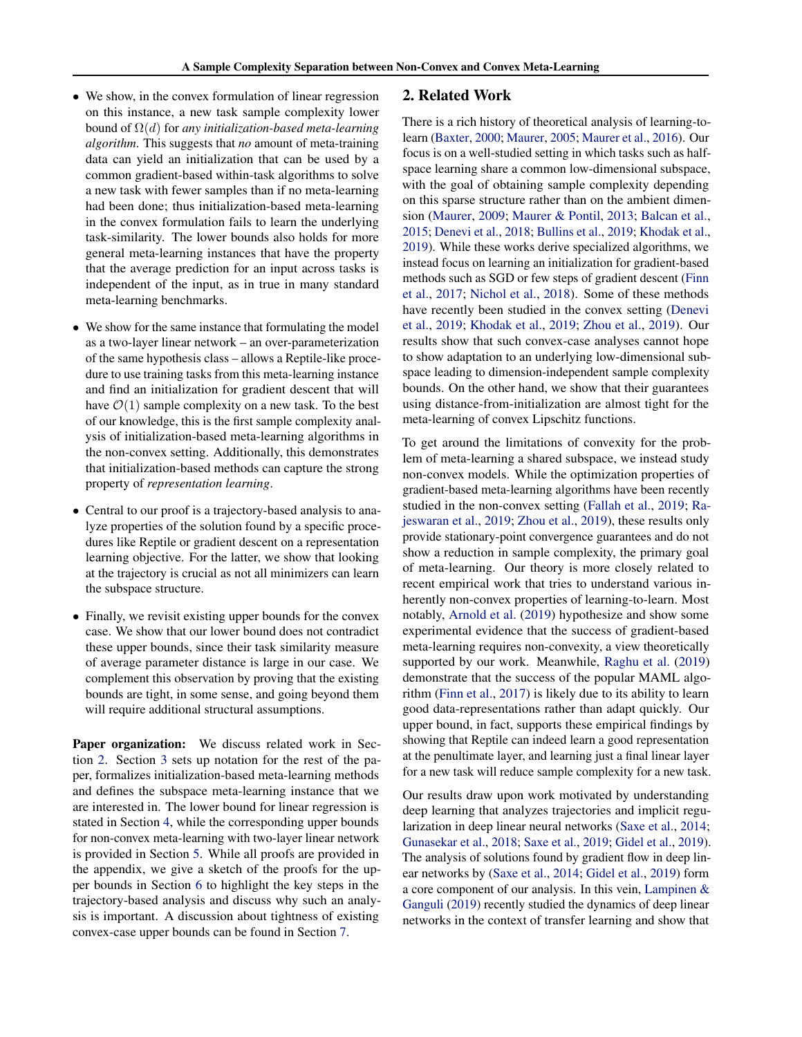- We show, in the convex formulation of linear regression on this instance, a new task sample complexity lower bound of $\Omega(d)$ for *any initialization-based meta-learning algorithm*. This suggests that *no* amount of meta-training data can yield an initialization that can be used by a common gradient-based within-task algorithms to solve a new task with fewer samples than if no meta-learning had been done; thus initialization-based meta-learning in the convex formulation fails to learn the underlying task-similarity. The lower bounds also holds for more general meta-learning instances that have the property that the average prediction for an input across tasks is independent of the input, as in true in many standard meta-learning benchmarks.
- We show for the same instance that formulating the model as a two-layer linear network – an over-parameterization of the same hypothesis class – allows a Reptile-like procedure to use training tasks from this meta-learning instance and find an initialization for gradient descent that will have $\mathcal{O}(1)$ sample complexity on a new task. To the best of our knowledge, this is the first sample complexity analysis of initialization-based meta-learning algorithms in the non-convex setting. Additionally, this demonstrates that initialization-based methods can capture the strong property of *representation learning*.
- Central to our proof is a trajectory-based analysis to analyze properties of the solution found by a specific procedures like Reptile or gradient descent on a representation learning objective. For the latter, we show that looking at the trajectory is crucial as not all minimizers can learn the subspace structure.
- Finally, we revisit existing upper bounds for the convex case. We show that our lower bound does not contradict these upper bounds, since their task similarity measure of average parameter distance is large in our case. We complement this observation by proving that the existing bounds are tight, in some sense, and going beyond them will require additional structural assumptions.

**Paper organization:** We discuss related work in Section 2. Section 3 sets up notation for the rest of the paper, formalizes initialization-based meta-learning methods and defines the subspace meta-learning instance that we are interested in. The lower bound for linear regression is stated in Section 4, while the corresponding upper bounds for non-convex meta-learning with two-layer linear network is provided in Section 5. While all proofs are provided in the appendix, we give a sketch of the proofs for the upper bounds in Section 6 to highlight the key steps in the trajectory-based analysis and discuss why such an analysis is important. A discussion about tightness of existing convex-case upper bounds can be found in Section 7.

## 2. Related Work

There is a rich history of theoretical analysis of learning-to-learn (Baxter, 2000; Maurer, 2005; Maurer et al., 2016). Our focus is on a well-studied setting in which tasks such as half-space learning share a common low-dimensional subspace, with the goal of obtaining sample complexity depending on this sparse structure rather than on the ambient dimension (Maurer, 2009; Maurer & Pontil, 2013; Balcan et al., 2015; Denevi et al., 2018; Bullins et al., 2019; Khodak et al., 2019). While these works derive specialized algorithms, we instead focus on learning an initialization for gradient-based methods such as SGD or few steps of gradient descent (Finn et al., 2017; Nichol et al., 2018). Some of these methods have recently been studied in the convex setting (Denevi et al., 2019; Khodak et al., 2019; Zhou et al., 2019). Our results show that such convex-case analyses cannot hope to show adaptation to an underlying low-dimensional subspace leading to dimension-independent sample complexity bounds. On the other hand, we show that their guarantees using distance-from-initialization are almost tight for the meta-learning of convex Lipschitz functions.

To get around the limitations of convexity for the problem of meta-learning a shared subspace, we instead study non-convex models. While the optimization properties of gradient-based meta-learning algorithms have been recently studied in the non-convex setting (Fallah et al., 2019; Rajeswaran et al., 2019; Zhou et al., 2019), these results only provide stationary-point convergence guarantees and do not show a reduction in sample complexity, the primary goal of meta-learning. Our theory is more closely related to recent empirical work that tries to understand various inherently non-convex properties of learning-to-learn. Most notably, Arnold et al. (2019) hypothesize and show some experimental evidence that the success of gradient-based meta-learning requires non-convexity, a view theoretically supported by our work. Meanwhile, Raghu et al. (2019) demonstrate that the success of the popular MAML algorithm (Finn et al., 2017) is likely due to its ability to learn good data-representations rather than adapt quickly. Our upper bound, in fact, supports these empirical findings by showing that Reptile can indeed learn a good representation at the penultimate layer, and learning just a final linear layer for a new task will reduce sample complexity for a new task.

Our results draw upon work motivated by understanding deep learning that analyzes trajectories and implicit regularization in deep linear neural networks (Saxe et al., 2014; Gunasekar et al., 2018; Saxe et al., 2019; Gidel et al., 2019). The analysis of solutions found by gradient flow in deep linear networks by (Saxe et al., 2014; Gidel et al., 2019) form a core component of our analysis. In this vein, Lampinen & Ganguli (2019) recently studied the dynamics of deep linear networks in the context of transfer learning and show that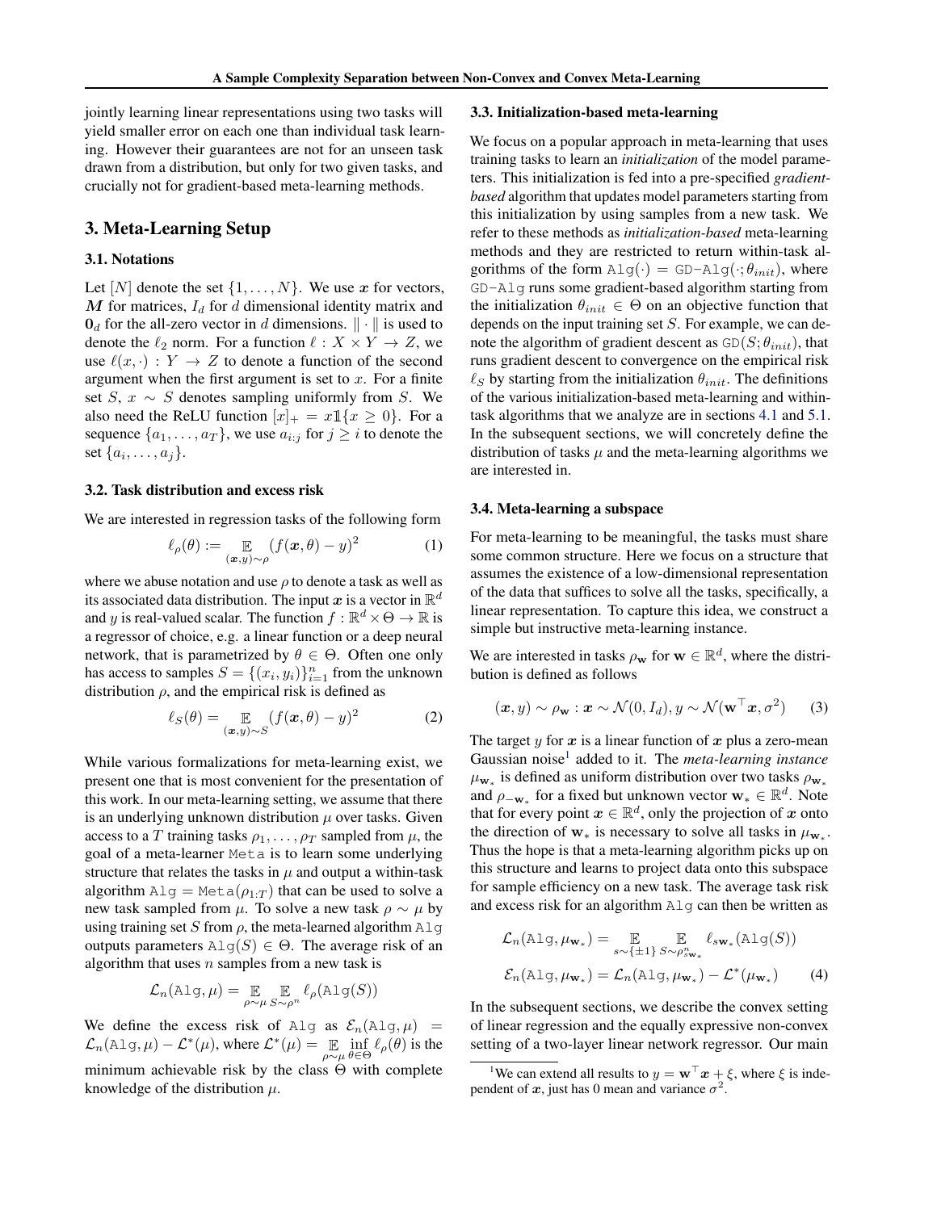jointly learning linear representations using two tasks will yield smaller error on each one than individual task learning. However their guarantees are not for an unseen task drawn from a distribution, but only for two given tasks, and crucially not for gradient-based meta-learning methods.

## 3. Meta-Learning Setup

### 3.1. Notations

Let $[N]$ denote the set $\{1, \ldots, N\}$. We use $\boldsymbol{x}$ for vectors, $\boldsymbol{M}$ for matrices, $I_d$ for $d$ dimensional identity matrix and $\mathbf{0}_d$ for the all-zero vector in $d$ dimensions. $\|\cdot\|$ is used to denote the $\ell_2$ norm. For a function $\ell : X \times Y \to Z$, we use $\ell(x, \cdot) : Y \to Z$ to denote a function of the second argument when the first argument is set to $x$. For a finite set $S$, $x \sim S$ denotes sampling uniformly from $S$. We also need the ReLU function $[x]_+ = x\mathbb{1}\{x \geq 0\}$. For a sequence $\{a_1, \ldots, a_T\}$, we use $a_{i:j}$ for $j \geq i$ to denote the set $\{a_i, \ldots, a_j\}$.

### 3.2. Task distribution and excess risk

We are interested in regression tasks of the following form

$$\ell_\rho(\theta) := \mathop{\mathbb{E}}_{(\boldsymbol{x},y)\sim\rho} (f(\boldsymbol{x}, \theta) - y)^2 \tag{1}$$

where we abuse notation and use $\rho$ to denote a task as well as its associated data distribution. The input $\boldsymbol{x}$ is a vector in $\mathbb{R}^d$ and $y$ is real-valued scalar. The function $f : \mathbb{R}^d \times \Theta \to \mathbb{R}$ is a regressor of choice, e.g. a linear function or a deep neural network, that is parametrized by $\theta \in \Theta$. Often one only has access to samples $S = \{(x_i, y_i)\}_{i=1}^n$ from the unknown distribution $\rho$, and the empirical risk is defined as

$$\ell_S(\theta) = \mathop{\mathbb{E}}_{(\boldsymbol{x},y)\sim S} (f(\boldsymbol{x}, \theta) - y)^2 \tag{2}$$

While various formalizations for meta-learning exist, we present one that is most convenient for the presentation of this work. In our meta-learning setting, we assume that there is an underlying unknown distribution $\mu$ over tasks. Given access to a $T$ training tasks $\rho_1, \ldots, \rho_T$ sampled from $\mu$, the goal of a meta-learner `Meta` is to learn some underlying structure that relates the tasks in $\mu$ and output a within-task algorithm `Alg` $=$ `Meta`$(\rho_{1:T})$ that can be used to solve a new task sampled from $\mu$. To solve a new task $\rho \sim \mu$ by using training set $S$ from $\rho$, the meta-learned algorithm `Alg` outputs parameters `Alg`$(S) \in \Theta$. The average risk of an algorithm that uses $n$ samples from a new task is

$$\mathcal{L}_n(\texttt{Alg}, \mu) = \mathop{\mathbb{E}}_{\rho\sim\mu} \mathop{\mathbb{E}}_{S\sim\rho^n} \ell_\rho(\texttt{Alg}(S))$$

We define the excess risk of `Alg` as $\mathcal{E}_n(\texttt{Alg}, \mu) = \mathcal{L}_n(\texttt{Alg}, \mu) - \mathcal{L}^*(\mu)$, where $\mathcal{L}^*(\mu) = \mathop{\mathbb{E}}_{\rho\sim\mu} \inf_{\theta\in\Theta} \ell_\rho(\theta)$ is the minimum achievable risk by the class $\Theta$ with complete knowledge of the distribution $\mu$.

### 3.3. Initialization-based meta-learning

We focus on a popular approach in meta-learning that uses training tasks to learn an *initialization* of the model parameters. This initialization is fed into a pre-specified *gradient-based* algorithm that updates model parameters starting from this initialization by using samples from a new task. We refer to these methods as *initialization-based* meta-learning methods and they are restricted to return within-task algorithms of the form `Alg`$(\cdot) =$ `GD-Alg`$(\cdot; \theta_{init})$, where `GD-Alg` runs some gradient-based algorithm starting from the initialization $\theta_{init} \in \Theta$ on an objective function that depends on the input training set $S$. For example, we can denote the algorithm of gradient descent as `GD`$(S; \theta_{init})$, that runs gradient descent to convergence on the empirical risk $\ell_S$ by starting from the initialization $\theta_{init}$. The definitions of the various initialization-based meta-learning and within-task algorithms that we analyze are in sections 4.1 and 5.1. In the subsequent sections, we will concretely define the distribution of tasks $\mu$ and the meta-learning algorithms we are interested in.

### 3.4. Meta-learning a subspace

For meta-learning to be meaningful, the tasks must share some common structure. Here we focus on a structure that assumes the existence of a low-dimensional representation of the data that suffices to solve all the tasks, specifically, a linear representation. To capture this idea, we construct a simple but instructive meta-learning instance.

We are interested in tasks $\rho_{\mathbf{w}}$ for $\mathbf{w} \in \mathbb{R}^d$, where the distribution is defined as follows

$$(\boldsymbol{x}, y) \sim \rho_{\mathbf{w}} : \boldsymbol{x} \sim \mathcal{N}(0, I_d), y \sim \mathcal{N}(\mathbf{w}^\top \boldsymbol{x}, \sigma^2) \tag{3}$$

The target $y$ for $\boldsymbol{x}$ is a linear function of $\boldsymbol{x}$ plus a zero-mean Gaussian noise[1] added to it. The *meta-learning instance* $\mu_{\mathbf{w}_*}$ is defined as uniform distribution over two tasks $\rho_{\mathbf{w}_*}$ and $\rho_{-\mathbf{w}_*}$ for a fixed but unknown vector $\mathbf{w}_* \in \mathbb{R}^d$. Note that for every point $\boldsymbol{x} \in \mathbb{R}^d$, only the projection of $\boldsymbol{x}$ onto the direction of $\mathbf{w}_*$ is necessary to solve all tasks in $\mu_{\mathbf{w}_*}$. Thus the hope is that a meta-learning algorithm picks up on this structure and learns to project data onto this subspace for sample efficiency on a new task. The average task risk and excess risk for an algorithm `Alg` can then be written as

$$\begin{aligned}
\mathcal{L}_n(\texttt{Alg}, \mu_{\mathbf{w}_*}) &= \mathop{\mathbb{E}}_{s\sim\{\pm1\}} \mathop{\mathbb{E}}_{S\sim\rho^n_{s\mathbf{w}_*}} \ell_{s\mathbf{w}_*}(\texttt{Alg}(S)) \\
\mathcal{E}_n(\texttt{Alg}, \mu_{\mathbf{w}_*}) &= \mathcal{L}_n(\texttt{Alg}, \mu_{\mathbf{w}_*}) - \mathcal{L}^*(\mu_{\mathbf{w}_*})
\end{aligned} \tag{4}$$

In the subsequent sections, we describe the convex setting of linear regression and the equally expressive non-convex setting of a two-layer linear network regressor. Our main

[1] We can extend all results to $y = \mathbf{w}^\top \boldsymbol{x} + \xi$, where $\xi$ is independent of $\boldsymbol{x}$, just has 0 mean and variance $\sigma^2$.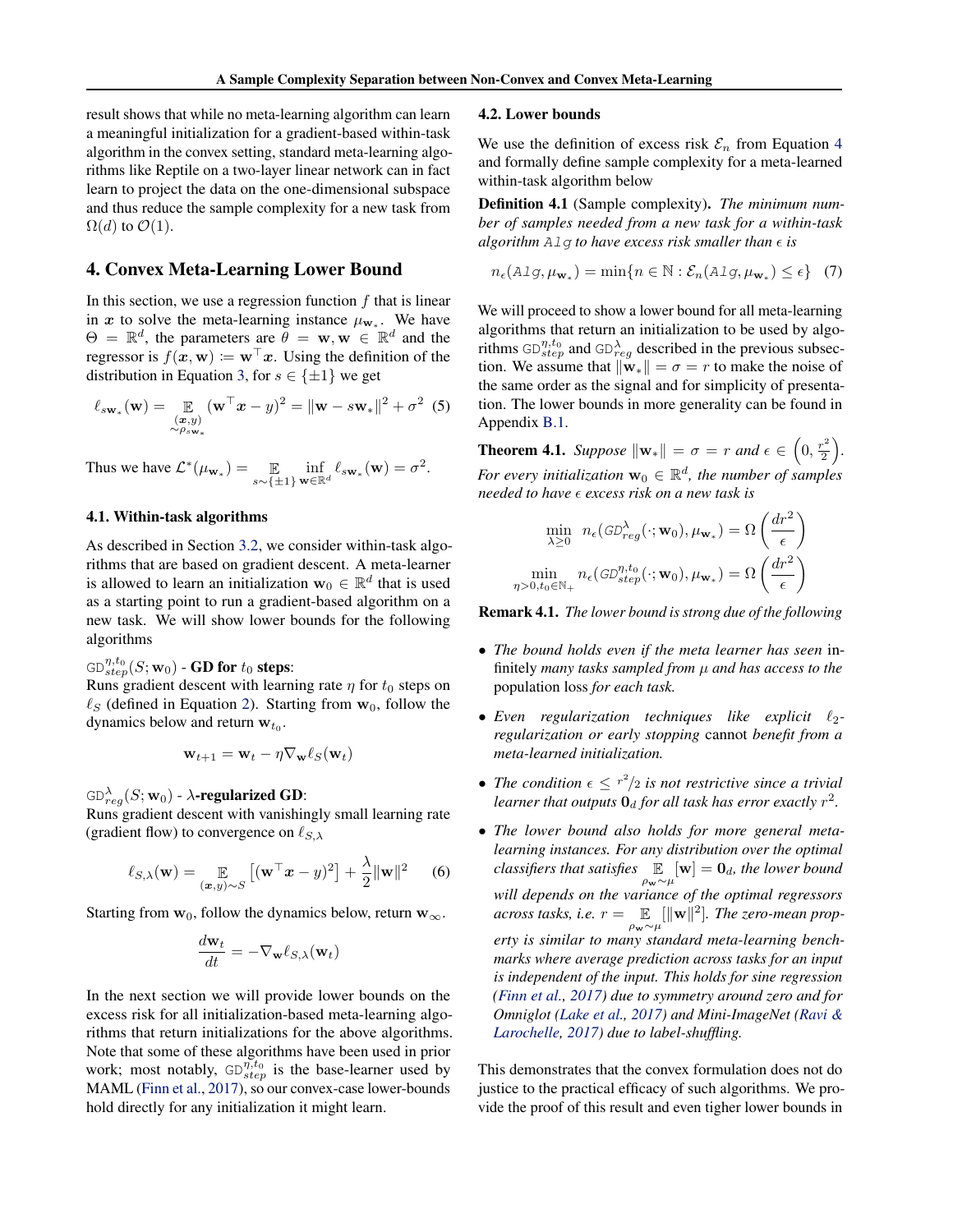result shows that while no meta-learning algorithm can learn a meaningful initialization for a gradient-based within-task algorithm in the convex setting, standard meta-learning algorithms like Reptile on a two-layer linear network can in fact learn to project the data on the one-dimensional subspace and thus reduce the sample complexity for a new task from $\Omega(d)$ to $\mathcal{O}(1)$.

## 4. Convex Meta-Learning Lower Bound

In this section, we use a regression function $f$ that is linear in $\boldsymbol{x}$ to solve the meta-learning instance $\mu_{\mathbf{w}_*}$. We have $\Theta = \mathbb{R}^d$, the parameters are $\theta = \mathbf{w}, \mathbf{w} \in \mathbb{R}^d$ and the regressor is $f(\boldsymbol{x}, \mathbf{w}) := \mathbf{w}^\top \boldsymbol{x}$. Using the definition of the distribution in Equation 3, for $s \in \{\pm 1\}$ we get

$$\ell_{s\mathbf{w}_*}(\mathbf{w}) = \mathop{\mathbb{E}}_{\substack{(\boldsymbol{x},y) \\ \sim \rho_{s\mathbf{w}_*}}} (\mathbf{w}^\top \boldsymbol{x} - y)^2 = \|\mathbf{w} - s\mathbf{w}_*\|^2 + \sigma^2 \quad (5)$$

Thus we have $\mathcal{L}^*(\mu_{\mathbf{w}_*}) = \mathop{\mathbb{E}}_{s \sim \{\pm 1\}} \inf_{\mathbf{w} \in \mathbb{R}^d} \ell_{s\mathbf{w}_*}(\mathbf{w}) = \sigma^2$.

### 4.1. Within-task algorithms

As described in Section 3.2, we consider within-task algorithms that are based on gradient descent. A meta-learner is allowed to learn an initialization $\mathbf{w}_0 \in \mathbb{R}^d$ that is used as a starting point to run a gradient-based algorithm on a new task. We will show lower bounds for the following algorithms

$\texttt{GD}^{\eta,t_0}_{step}(S; \mathbf{w}_0)$ - **GD for $t_0$ steps**:
Runs gradient descent with learning rate $\eta$ for $t_0$ steps on $\ell_S$ (defined in Equation 2). Starting from $\mathbf{w}_0$, follow the dynamics below and return $\mathbf{w}_{t_0}$.

$$\mathbf{w}_{t+1} = \mathbf{w}_t - \eta \nabla_{\mathbf{w}} \ell_S(\mathbf{w}_t)$$

$\texttt{GD}^{\lambda}_{reg}(S; \mathbf{w}_0)$ - **$\lambda$-regularized GD**:
Runs gradient descent with vanishingly small learning rate (gradient flow) to convergence on $\ell_{S,\lambda}$

$$\ell_{S,\lambda}(\mathbf{w}) = \mathop{\mathbb{E}}_{(\boldsymbol{x},y) \sim S} \left[(\mathbf{w}^\top \boldsymbol{x} - y)^2\right] + \frac{\lambda}{2}\|\mathbf{w}\|^2 \quad (6)$$

Starting from $\mathbf{w}_0$, follow the dynamics below, return $\mathbf{w}_\infty$.

$$\frac{d\mathbf{w}_t}{dt} = -\nabla_{\mathbf{w}} \ell_{S,\lambda}(\mathbf{w}_t)$$

In the next section we will provide lower bounds on the excess risk for all initialization-based meta-learning algorithms that return initializations for the above algorithms. Note that some of these algorithms have been used in prior work; most notably, $\texttt{GD}^{\eta,t_0}_{step}$ is the base-learner used by MAML (Finn et al., 2017), so our convex-case lower-bounds hold directly for any initialization it might learn.

### 4.2. Lower bounds

We use the definition of excess risk $\mathcal{E}_n$ from Equation 4 and formally define sample complexity for a meta-learned within-task algorithm below

**Definition 4.1** (Sample complexity). *The minimum number of samples needed from a new task for a within-task algorithm* $\texttt{Alg}$ *to have excess risk smaller than* $\epsilon$ *is*

$$n_\epsilon(\texttt{Alg}, \mu_{\mathbf{w}_*}) = \min\{n \in \mathbb{N} : \mathcal{E}_n(\texttt{Alg}, \mu_{\mathbf{w}_*}) \leq \epsilon\} \quad (7)$$

We will proceed to show a lower bound for all meta-learning algorithms that return an initialization to be used by algorithms $\texttt{GD}^{\eta,t_0}_{step}$ and $\texttt{GD}^{\lambda}_{reg}$ described in the previous subsection. We assume that $\|\mathbf{w}_*\| = \sigma = r$ to make the noise of the same order as the signal and for simplicity of presentation. The lower bounds in more generality can be found in Appendix B.1.

**Theorem 4.1.** *Suppose* $\|\mathbf{w}_*\| = \sigma = r$ *and* $\epsilon \in \left(0, \frac{r^2}{2}\right)$. *For every initialization* $\mathbf{w}_0 \in \mathbb{R}^d$*, the number of samples needed to have* $\epsilon$ *excess risk on a new task is*

$$\min_{\lambda \geq 0} \; n_\epsilon(GD^{\lambda}_{reg}(\cdot; \mathbf{w}_0), \mu_{\mathbf{w}_*}) = \Omega\left(\frac{dr^2}{\epsilon}\right)$$

$$\min_{\eta > 0, t_0 \in \mathbb{N}_+} n_\epsilon(GD^{\eta,t_0}_{step}(\cdot; \mathbf{w}_0), \mu_{\mathbf{w}_*}) = \Omega\left(\frac{dr^2}{\epsilon}\right)$$

**Remark 4.1.** *The lower bound is strong due of the following*

- *The bound holds even if the meta learner has seen* infinitely *many tasks sampled from* $\mu$ *and has access to the* population loss *for each task.*
- *Even regularization techniques like explicit* $\ell_2$*-regularization or early stopping* cannot *benefit from a meta-learned initialization.*
- *The condition* $\epsilon \leq r^2/2$ *is not restrictive since a trivial learner that outputs* $\mathbf{0}_d$ *for all task has error exactly* $r^2$.
- *The lower bound also holds for more general meta-learning instances. For any distribution over the optimal classifiers that satisfies* $\mathop{\mathbb{E}}_{\rho_\mathbf{w} \sim \mu}[\mathbf{w}] = \mathbf{0}_d$*, the lower bound will depends on the variance of the optimal regressors across tasks, i.e.* $r = \mathop{\mathbb{E}}_{\rho_\mathbf{w} \sim \mu}[\|\mathbf{w}\|^2]$. *The zero-mean property is similar to many standard meta-learning benchmarks where average prediction across tasks for an input is independent of the input. This holds for sine regression (Finn et al., 2017) due to symmetry around zero and for Omniglot (Lake et al., 2017) and Mini-ImageNet (Ravi & Larochelle, 2017) due to label-shuffling.*

This demonstrates that the convex formulation does not do justice to the practical efficacy of such algorithms. We provide the proof of this result and even tighter lower bounds in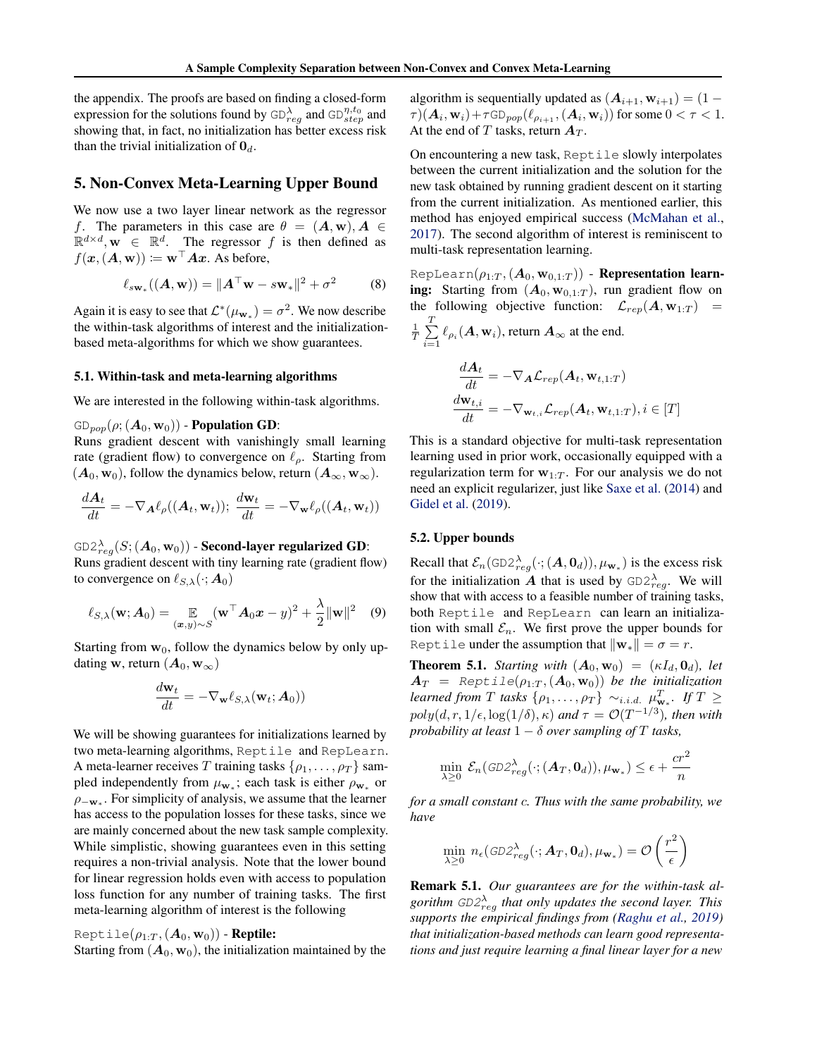the appendix. The proofs are based on finding a closed-form expression for the solutions found by $\texttt{GD}^{\lambda}_{reg}$ and $\texttt{GD}^{\eta,t_0}_{step}$ and showing that, in fact, no initialization has better excess risk than the trivial initialization of $\mathbf{0}_d$.

## 5. Non-Convex Meta-Learning Upper Bound

We now use a two layer linear network as the regressor $f$. The parameters in this case are $\theta = (\boldsymbol{A}, \mathbf{w}), \boldsymbol{A} \in \mathbb{R}^{d\times d}, \mathbf{w} \in \mathbb{R}^d$. The regressor $f$ is then defined as $f(\boldsymbol{x}, (\boldsymbol{A}, \mathbf{w})) \coloneqq \mathbf{w}^\top \boldsymbol{A}\boldsymbol{x}$. As before,

$$\ell_{s\mathbf{w}_*}((\boldsymbol{A}, \mathbf{w})) = \|\boldsymbol{A}^\top \mathbf{w} - s\mathbf{w}_*\|^2 + \sigma^2 \tag{8}$$

Again it is easy to see that $\mathcal{L}^*(\mu_{\mathbf{w}_*}) = \sigma^2$. We now describe the within-task algorithms of interest and the initialization-based meta-algorithms for which we show guarantees.

### 5.1. Within-task and meta-learning algorithms

We are interested in the following within-task algorithms.

$\texttt{GD}_{pop}(\rho; (\boldsymbol{A}_0, \mathbf{w}_0))$ - **Population GD**:
Runs gradient descent with vanishingly small learning rate (gradient flow) to convergence on $\ell_\rho$. Starting from $(\boldsymbol{A}_0, \mathbf{w}_0)$, follow the dynamics below, return $(\boldsymbol{A}_\infty, \mathbf{w}_\infty)$.

$$\frac{d\boldsymbol{A}_t}{dt} = -\nabla_{\boldsymbol{A}} \ell_\rho((\boldsymbol{A}_t, \mathbf{w}_t)); \; \frac{d\mathbf{w}_t}{dt} = -\nabla_{\mathbf{w}} \ell_\rho((\boldsymbol{A}_t, \mathbf{w}_t))$$

$\texttt{GD2}^{\lambda}_{reg}(S; (\boldsymbol{A}_0, \mathbf{w}_0))$ - **Second-layer regularized GD**:
Runs gradient descent with tiny learning rate (gradient flow) to convergence on $\ell_{S,\lambda}(\cdot; \boldsymbol{A}_0)$

$$\ell_{S,\lambda}(\mathbf{w}; \boldsymbol{A}_0) = \mathop{\mathbb{E}}_{(\boldsymbol{x},y)\sim S} (\mathbf{w}^\top \boldsymbol{A}_0 \boldsymbol{x} - y)^2 + \frac{\lambda}{2}\|\mathbf{w}\|^2 \tag{9}$$

Starting from $\mathbf{w}_0$, follow the dynamics below by only updating $\mathbf{w}$, return $(\boldsymbol{A}_0, \mathbf{w}_\infty)$

$$\frac{d\mathbf{w}_t}{dt} = -\nabla_{\mathbf{w}} \ell_{S,\lambda}(\mathbf{w}_t; \boldsymbol{A}_0))$$

We will be showing guarantees for initializations learned by two meta-learning algorithms, `Reptile` and `RepLearn`. A meta-learner receives $T$ training tasks $\{\rho_1, \ldots, \rho_T\}$ sampled independently from $\mu_{\mathbf{w}_*}$; each task is either $\rho_{\mathbf{w}_*}$ or $\rho_{-\mathbf{w}_*}$. For simplicity of analysis, we assume that the learner has access to the population losses for these tasks, since we are mainly concerned about the new task sample complexity. While simplistic, showing guarantees even in this setting requires a non-trivial analysis. Note that the lower bound for linear regression holds even with access to population loss function for any number of training tasks. The first meta-learning algorithm of interest is the following

$\texttt{Reptile}(\rho_{1:T}, (\boldsymbol{A}_0, \mathbf{w}_0))$ - **Reptile:**
Starting from $(\boldsymbol{A}_0, \mathbf{w}_0)$, the initialization maintained by the algorithm is sequentially updated as $(\boldsymbol{A}_{i+1}, \mathbf{w}_{i+1}) = (1 - \tau)(\boldsymbol{A}_i, \mathbf{w}_i) + \tau \texttt{GD}_{pop}(\ell_{\rho_{i+1}}, (\boldsymbol{A}_i, \mathbf{w}_i))$ for some $0 < \tau < 1$. At the end of $T$ tasks, return $\boldsymbol{A}_T$.

On encountering a new task, `Reptile` slowly interpolates between the current initialization and the solution for the new task obtained by running gradient descent on it starting from the current initialization. As mentioned earlier, this method has enjoyed empirical success (McMahan et al., 2017). The second algorithm of interest is reminiscent to multi-task representation learning.

$\texttt{RepLearn}(\rho_{1:T}, (\boldsymbol{A}_0, \mathbf{w}_{0,1:T}))$ - **Representation learning:** Starting from $(\boldsymbol{A}_0, \mathbf{w}_{0,1:T})$, run gradient flow on the following objective function: $\mathcal{L}_{rep}(\boldsymbol{A}, \mathbf{w}_{1:T}) = \frac{1}{T}\sum_{i=1}^{T} \ell_{\rho_i}(\boldsymbol{A}, \mathbf{w}_i)$, return $\boldsymbol{A}_\infty$ at the end.

$$\frac{d\boldsymbol{A}_t}{dt} = -\nabla_{\boldsymbol{A}} \mathcal{L}_{rep}(\boldsymbol{A}_t, \mathbf{w}_{t,1:T})$$
$$\frac{d\mathbf{w}_{t,i}}{dt} = -\nabla_{\mathbf{w}_{t,i}} \mathcal{L}_{rep}(\boldsymbol{A}_t, \mathbf{w}_{t,1:T}), i \in [T]$$

This is a standard objective for multi-task representation learning used in prior work, occasionally equipped with a regularization term for $\mathbf{w}_{1:T}$. For our analysis we do not need an explicit regularizer, just like Saxe et al. (2014) and Gidel et al. (2019).

### 5.2. Upper bounds

Recall that $\mathcal{E}_n(\texttt{GD2}^{\lambda}_{reg}(\cdot; (\boldsymbol{A}, \mathbf{0}_d)), \mu_{\mathbf{w}_*})$ is the excess risk for the initialization $\boldsymbol{A}$ that is used by $\texttt{GD2}^{\lambda}_{reg}$. We will show that with access to a feasible number of training tasks, both `Reptile` and `RepLearn` can learn an initialization with small $\mathcal{E}_n$. We first prove the upper bounds for `Reptile` under the assumption that $\|\mathbf{w}_*\| = \sigma = r$.

**Theorem 5.1.** *Starting with $(\boldsymbol{A}_0, \mathbf{w}_0) = (\kappa I_d, \mathbf{0}_d)$, let $\boldsymbol{A}_T = \texttt{Reptile}(\rho_{1:T}, (\boldsymbol{A}_0, \mathbf{w}_0))$ be the initialization learned from $T$ tasks $\{\rho_1, \ldots, \rho_T\} \sim_{i.i.d.} \mu^T_{\mathbf{w}_*}$. If $T \geq poly(d, r, 1/\epsilon, \log(1/\delta), \kappa)$ and $\tau = \mathcal{O}(T^{-1/3})$, then with probability at least $1 - \delta$ over sampling of $T$ tasks,*

$$\min_{\lambda \geq 0} \mathcal{E}_n(\texttt{GD2}^{\lambda}_{reg}(\cdot; (\boldsymbol{A}_T, \mathbf{0}_d)), \mu_{\mathbf{w}_*}) \leq \epsilon + \frac{cr^2}{n}$$

*for a small constant $c$. Thus with the same probability, we have*

$$\min_{\lambda \geq 0} n_\epsilon(\texttt{GD2}^{\lambda}_{reg}(\cdot; \boldsymbol{A}_T, \mathbf{0}_d), \mu_{\mathbf{w}_*}) = \mathcal{O}\left(\frac{r^2}{\epsilon}\right)$$

**Remark 5.1.** *Our guarantees are for the within-task algorithm $\texttt{GD2}^{\lambda}_{reg}$ that only updates the second layer. This supports the empirical findings from (Raghu et al., 2019) that initialization-based methods can learn good representations and just require learning a final linear layer for a new*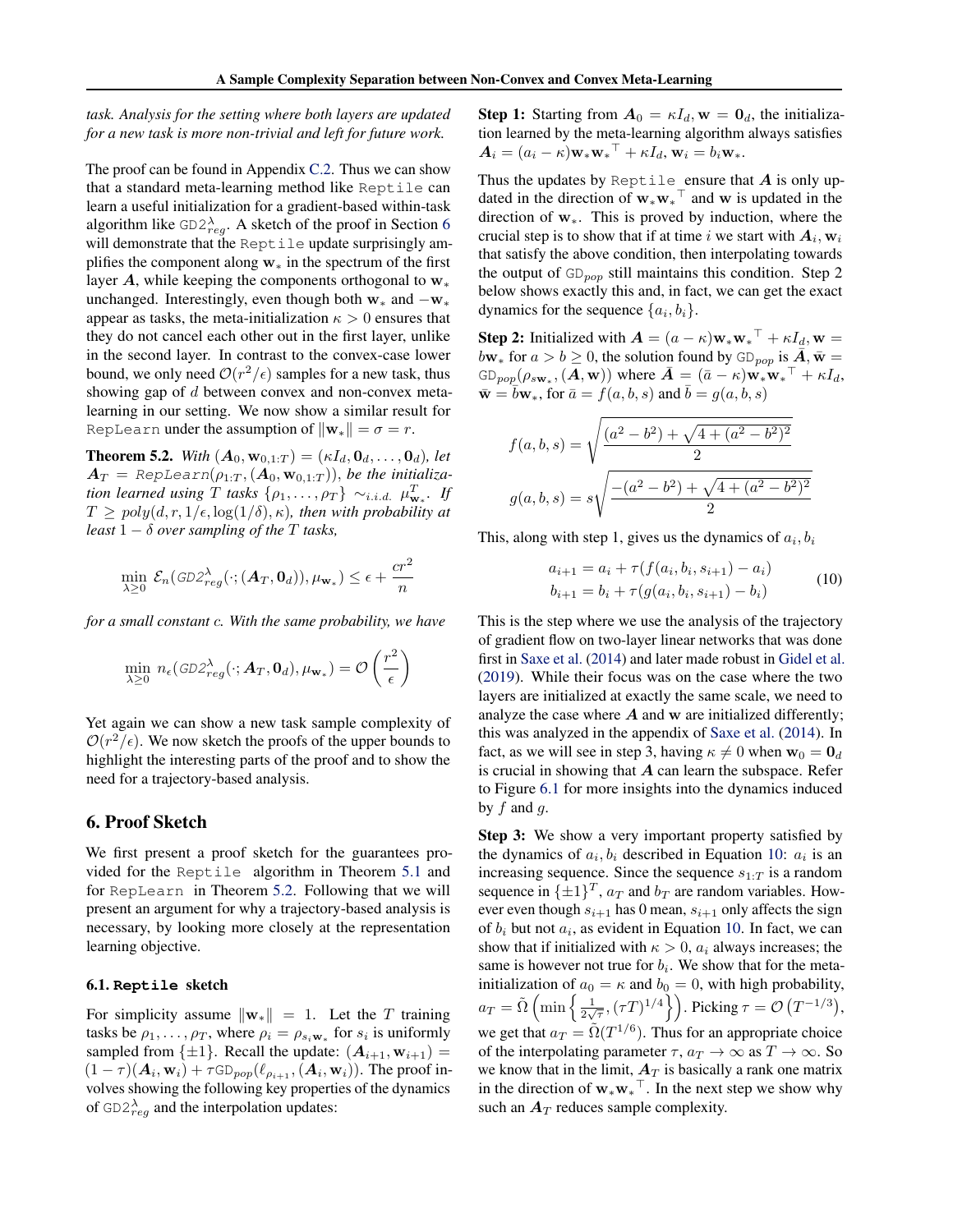*task. Analysis for the setting where both layers are updated for a new task is more non-trivial and left for future work.*

The proof can be found in Appendix C.2. Thus we can show that a standard meta-learning method like `Reptile` can learn a useful initialization for a gradient-based within-task algorithm like $\texttt{GD2}^{\lambda}_{reg}$. A sketch of the proof in Section 6 will demonstrate that the `Reptile` update surprisingly amplifies the component along $\mathbf{w}_*$ in the spectrum of the first layer $\boldsymbol{A}$, while keeping the components orthogonal to $\mathbf{w}_*$ unchanged. Interestingly, even though both $\mathbf{w}_*$ and $-\mathbf{w}_*$ appear as tasks, the meta-initialization $\kappa > 0$ ensures that they do not cancel each other out in the first layer, unlike in the second layer. In contrast to the convex-case lower bound, we only need $\mathcal{O}(r^2/\epsilon)$ samples for a new task, thus showing gap of $d$ between convex and non-convex meta-learning in our setting. We now show a similar result for `RepLearn` under the assumption of $\|\mathbf{w}_*\| = \sigma = r$.

**Theorem 5.2.** *With $(\boldsymbol{A}_0, \mathbf{w}_{0,1:T}) = (\kappa I_d, \mathbf{0}_d, \ldots, \mathbf{0}_d)$, let $\boldsymbol{A}_T = \texttt{RepLearn}(\rho_{1:T}, (\boldsymbol{A}_0, \mathbf{w}_{0,1:T}))$, be the initialization learned using $T$ tasks $\{\rho_1, \ldots, \rho_T\} \sim_{i.i.d.} \mu^T_{\mathbf{w}_*}$. If $T \geq poly(d, r, 1/\epsilon, \log(1/\delta), \kappa)$, then with probability at least $1 - \delta$ over sampling of the $T$ tasks,*

$$\min_{\lambda \geq 0} \mathcal{E}_n(\texttt{GD2}^{\lambda}_{reg}(\cdot; (\boldsymbol{A}_T, \mathbf{0}_d)), \mu_{\mathbf{w}_*}) \leq \epsilon + \frac{cr^2}{n}$$

*for a small constant $c$. With the same probability, we have*

$$\min_{\lambda \geq 0} n_\epsilon(\texttt{GD2}^{\lambda}_{reg}(\cdot; \boldsymbol{A}_T, \mathbf{0}_d), \mu_{\mathbf{w}_*}) = \mathcal{O}\left(\frac{r^2}{\epsilon}\right)$$

Yet again we can show a new task sample complexity of $\mathcal{O}(r^2/\epsilon)$. We now sketch the proofs of the upper bounds to highlight the interesting parts of the proof and to show the need for a trajectory-based analysis.

## 6. Proof Sketch

We first present a proof sketch for the guarantees provided for the `Reptile` algorithm in Theorem 5.1 and for `RepLearn` in Theorem 5.2. Following that we will present an argument for why a trajectory-based analysis is necessary, by looking more closely at the representation learning objective.

### 6.1. `Reptile` sketch

For simplicity assume $\|\mathbf{w}_*\| = 1$. Let the $T$ training tasks be $\rho_1, \ldots, \rho_T$, where $\rho_i = \rho_{s_i \mathbf{w}_*}$ for $s_i$ is uniformly sampled from $\{\pm 1\}$. Recall the update: $(\boldsymbol{A}_{i+1}, \mathbf{w}_{i+1}) = (1 - \tau)(\boldsymbol{A}_i, \mathbf{w}_i) + \tau \texttt{GD}_{pop}(\ell_{\rho_{i+1}}, (\boldsymbol{A}_i, \mathbf{w}_i))$. The proof involves showing the following key properties of the dynamics of $\texttt{GD2}^{\lambda}_{reg}$ and the interpolation updates:

**Step 1:** Starting from $\boldsymbol{A}_0 = \kappa I_d, \mathbf{w} = \mathbf{0}_d$, the initialization learned by the meta-learning algorithm always satisfies $\boldsymbol{A}_i = (a_i - \kappa)\mathbf{w}_* {\mathbf{w}_*}^\top + \kappa I_d$, $\mathbf{w}_i = b_i \mathbf{w}_*$.

Thus the updates by `Reptile` ensure that $\boldsymbol{A}$ is only updated in the direction of $\mathbf{w}_* {\mathbf{w}_*}^\top$ and $\mathbf{w}$ is updated in the direction of $\mathbf{w}_*$. This is proved by induction, where the crucial step is to show that if at time $i$ we start with $\boldsymbol{A}_i, \mathbf{w}_i$ that satisfy the above condition, then interpolating towards the output of $\texttt{GD}_{pop}$ still maintains this condition. Step 2 below shows exactly this and, in fact, we can get the exact dynamics for the sequence $\{a_i, b_i\}$.

**Step 2:** Initialized with $\boldsymbol{A} = (a - \kappa)\mathbf{w}_* {\mathbf{w}_*}^\top + \kappa I_d, \mathbf{w} = b\mathbf{w}_*$ for $a > b \geq 0$, the solution found by $\texttt{GD}_{pop}$ is $\bar{\boldsymbol{A}}, \bar{\mathbf{w}} = \texttt{GD}_{pop}(\rho_{s\mathbf{w}_*}, (\boldsymbol{A}, \mathbf{w}))$ where $\bar{\boldsymbol{A}} = (\bar{a} - \kappa)\mathbf{w}_* {\mathbf{w}_*}^\top + \kappa I_d$, $\bar{\mathbf{w}} = \bar{b}\mathbf{w}_*$, for $\bar{a} = f(a, b, s)$ and $\bar{b} = g(a, b, s)$

$$f(a, b, s) = \sqrt{\frac{(a^2 - b^2) + \sqrt{4 + (a^2 - b^2)^2}}{2}}$$

$$g(a, b, s) = s\sqrt{\frac{-(a^2 - b^2) + \sqrt{4 + (a^2 - b^2)^2}}{2}}$$

This, along with step 1, gives us the dynamics of $a_i, b_i$

$$\begin{aligned} a_{i+1} &= a_i + \tau(f(a_i, b_i, s_{i+1}) - a_i) \\ b_{i+1} &= b_i + \tau(g(a_i, b_i, s_{i+1}) - b_i) \end{aligned} \tag{10}$$

This is the step where we use the analysis of the trajectory of gradient flow on two-layer linear networks that was done first in Saxe et al. (2014) and later made robust in Gidel et al. (2019). While their focus was on the case where the two layers are initialized at exactly the same scale, we need to analyze the case where $\boldsymbol{A}$ and $\mathbf{w}$ are initialized differently; this was analyzed in the appendix of Saxe et al. (2014). In fact, as we will see in step 3, having $\kappa \neq 0$ when $\mathbf{w}_0 = \mathbf{0}_d$ is crucial in showing that $\boldsymbol{A}$ can learn the subspace. Refer to Figure 6.1 for more insights into the dynamics induced by $f$ and $g$.

**Step 3:** We show a very important property satisfied by the dynamics of $a_i, b_i$ described in Equation 10: $a_i$ is an increasing sequence. Since the sequence $s_{1:T}$ is a random sequence in $\{\pm 1\}^T$, $a_T$ and $b_T$ are random variables. However even though $s_{i+1}$ has 0 mean, $s_{i+1}$ only affects the sign of $b_i$ but not $a_i$, as evident in Equation 10. In fact, we can show that if initialized with $\kappa > 0$, $a_i$ always increases; the same is however not true for $b_i$. We show that for the meta-initialization of $a_0 = \kappa$ and $b_0 = 0$, with high probability, $a_T = \tilde{\Omega}\left(\min\left\{\frac{1}{2\sqrt{\tau}}, (\tau T)^{1/4}\right\}\right)$. Picking $\tau = \mathcal{O}\left(T^{-1/3}\right)$, we get that $a_T = \tilde{\Omega}(T^{1/6})$. Thus for an appropriate choice of the interpolating parameter $\tau$, $a_T \to \infty$ as $T \to \infty$. So we know that in the limit, $\boldsymbol{A}_T$ is basically a rank one matrix in the direction of $\mathbf{w}_* {\mathbf{w}_*}^\top$. In the next step we show why such an $\boldsymbol{A}_T$ reduces sample complexity.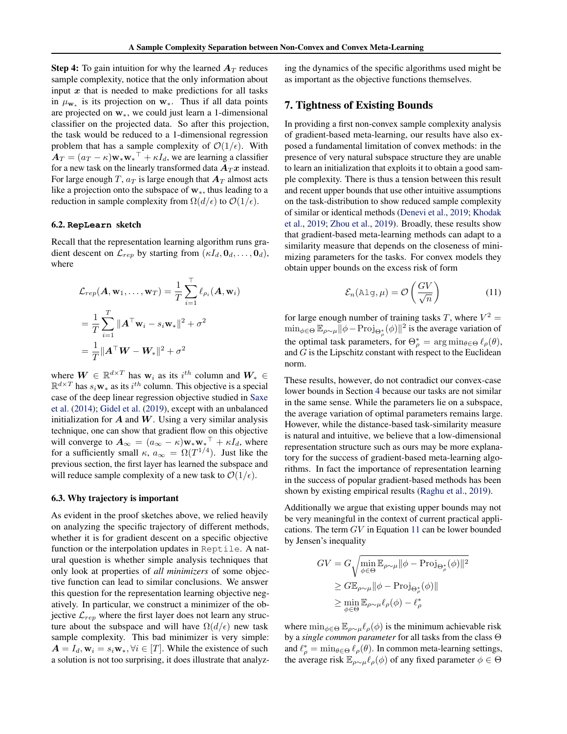**Step 4:** To gain intuition for why the learned $\boldsymbol{A}_T$ reduces sample complexity, notice that the only information about input $\boldsymbol{x}$ that is needed to make predictions for all tasks in $\mu_{\mathbf{w}_*}$ is its projection on $\mathbf{w}_*$. Thus if all data points are projected on $\mathbf{w}_*$, we could just learn a 1-dimensional classifier on the projected data. So after this projection, the task would be reduced to a 1-dimensional regression problem that has a sample complexity of $\mathcal{O}(1/\epsilon)$. With $\boldsymbol{A}_T = (a_T - \kappa)\mathbf{w}_*\mathbf{w}_*^\top + \kappa I_d$, we are learning a classifier for a new task on the linearly transformed data $\boldsymbol{A}_T\boldsymbol{x}$ instead. For large enough $T$, $a_T$ is large enough that $\boldsymbol{A}_T$ almost acts like a projection onto the subspace of $\mathbf{w}_*$, thus leading to a reduction in sample complexity from $\Omega(d/\epsilon)$ to $\mathcal{O}(1/\epsilon)$.

### 6.2. RepLearn sketch

Recall that the representation learning algorithm runs gradient descent on $\mathcal{L}_{rep}$ by starting from $(\kappa I_d, \mathbf{0}_d, \dots, \mathbf{0}_d)$, where

$$
\begin{aligned}
\mathcal{L}_{rep}(\boldsymbol{A}, \mathbf{w}_1, \dots, \mathbf{w}_T) &= \frac{1}{T}\sum_{i=1}^{\top} \ell_{\rho_i}(\boldsymbol{A}, \mathbf{w}_i) \\
&= \frac{1}{T}\sum_{i=1}^{T} \|\boldsymbol{A}^\top \mathbf{w}_i - s_i \mathbf{w}_*\|^2 + \sigma^2 \\
&= \frac{1}{T}\|\boldsymbol{A}^\top \boldsymbol{W} - \boldsymbol{W}_*\|^2 + \sigma^2
\end{aligned}
$$

where $\boldsymbol{W} \in \mathbb{R}^{d\times T}$ has $\mathbf{w}_i$ as its $i^{th}$ column and $\boldsymbol{W}_* \in \mathbb{R}^{d\times T}$ has $s_i\mathbf{w}_*$ as its $i^{th}$ column. This objective is a special case of the deep linear regression objective studied in Saxe et al. (2014); Gidel et al. (2019), except with an unbalanced initialization for $\boldsymbol{A}$ and $\boldsymbol{W}$. Using a very similar analysis technique, one can show that gradient flow on this objective will converge to $\boldsymbol{A}_\infty = (a_\infty - \kappa)\mathbf{w}_*\mathbf{w}_*^\top + \kappa I_d$, where for a sufficiently small $\kappa$, $a_\infty = \Omega(T^{1/4})$. Just like the previous section, the first layer has learned the subspace and will reduce sample complexity of a new task to $\mathcal{O}(1/\epsilon)$.

### 6.3. Why trajectory is important

As evident in the proof sketches above, we relied heavily on analyzing the specific trajectory of different methods, whether it is for gradient descent on a specific objective function or the interpolation updates in Reptile. A natural question is whether simple analysis techniques that only look at properties of *all minimizers* of some objective function can lead to similar conclusions. We answer this question for the representation learning objective negatively. In particular, we construct a minimizer of the objective $\mathcal{L}_{rep}$ where the first layer does not learn any structure about the subspace and will have $\Omega(d/\epsilon)$ new task sample complexity. This bad minimizer is very simple: $\boldsymbol{A} = I_d, \mathbf{w}_i = s_i\mathbf{w}_*, \forall i \in [T]$. While the existence of such a solution is not too surprising, it does illustrate that analyzing the dynamics of the specific algorithms used might be as important as the objective functions themselves.

## 7. Tightness of Existing Bounds

In providing a first non-convex sample complexity analysis of gradient-based meta-learning, our results have also exposed a fundamental limitation of convex methods: in the presence of very natural subspace structure they are unable to learn an initialization that exploits it to obtain a good sample complexity. There is thus a tension between this result and recent upper bounds that use other intuitive assumptions on the task-distribution to show reduced sample complexity of similar or identical methods (Denevi et al., 2019; Khodak et al., 2019; Zhou et al., 2019). Broadly, these results show that gradient-based meta-learning methods can adapt to a similarity measure that depends on the closeness of minimizing parameters for the tasks. For convex models they obtain upper bounds on the excess risk of form

$$
\mathcal{E}_n(\texttt{Alg}, \mu) = \mathcal{O}\left(\frac{GV}{\sqrt{n}}\right) \tag{11}
$$

for large enough number of training tasks $T$, where $V^2 = \min_{\phi\in\Theta}\mathbb{E}_{\rho\sim\mu}\|\phi - \text{Proj}_{\Theta^*_\rho}(\phi)\|^2$ is the average variation of the optimal task parameters, for $\Theta^*_\rho = \arg\min_{\theta\in\Theta}\ell_\rho(\theta)$, and $G$ is the Lipschitz constant with respect to the Euclidean norm.

These results, however, do not contradict our convex-case lower bounds in Section 4 because our tasks are not similar in the same sense. While the parameters lie on a subspace, the average variation of optimal parameters remains large. However, while the distance-based task-similarity measure is natural and intuitive, we believe that a low-dimensional representation structure such as ours may be more explanatory for the success of gradient-based meta-learning algorithms. In fact the importance of representation learning in the success of popular gradient-based methods has been shown by existing empirical results (Raghu et al., 2019).

Additionally we argue that existing upper bounds may not be very meaningful in the context of current practical applications. The term $GV$ in Equation 11 can be lower bounded by Jensen's inequality

$$
\begin{aligned}
GV &= G\sqrt{\min_{\phi\in\Theta}\mathbb{E}_{\rho\sim\mu}\|\phi - \text{Proj}_{\Theta^*_\rho}(\phi)\|^2} \\
&\geq G\mathbb{E}_{\rho\sim\mu}\|\phi - \text{Proj}_{\Theta^*_\rho}(\phi)\| \\
&\geq \min_{\phi\in\Theta}\mathbb{E}_{\rho\sim\mu}\ell_\rho(\phi) - \ell^*_\rho
\end{aligned}
$$

where $\min_{\phi\in\Theta}\mathbb{E}_{\rho\sim\mu}\ell_\rho(\phi)$ is the minimum achievable risk by a *single common parameter* for all tasks from the class $\Theta$ and $\ell^*_\rho = \min_{\theta\in\Theta}\ell_\rho(\theta)$. In common meta-learning settings, the average risk $\mathbb{E}_{\rho\sim\mu}\ell_\rho(\phi)$ of any fixed parameter $\phi \in \Theta$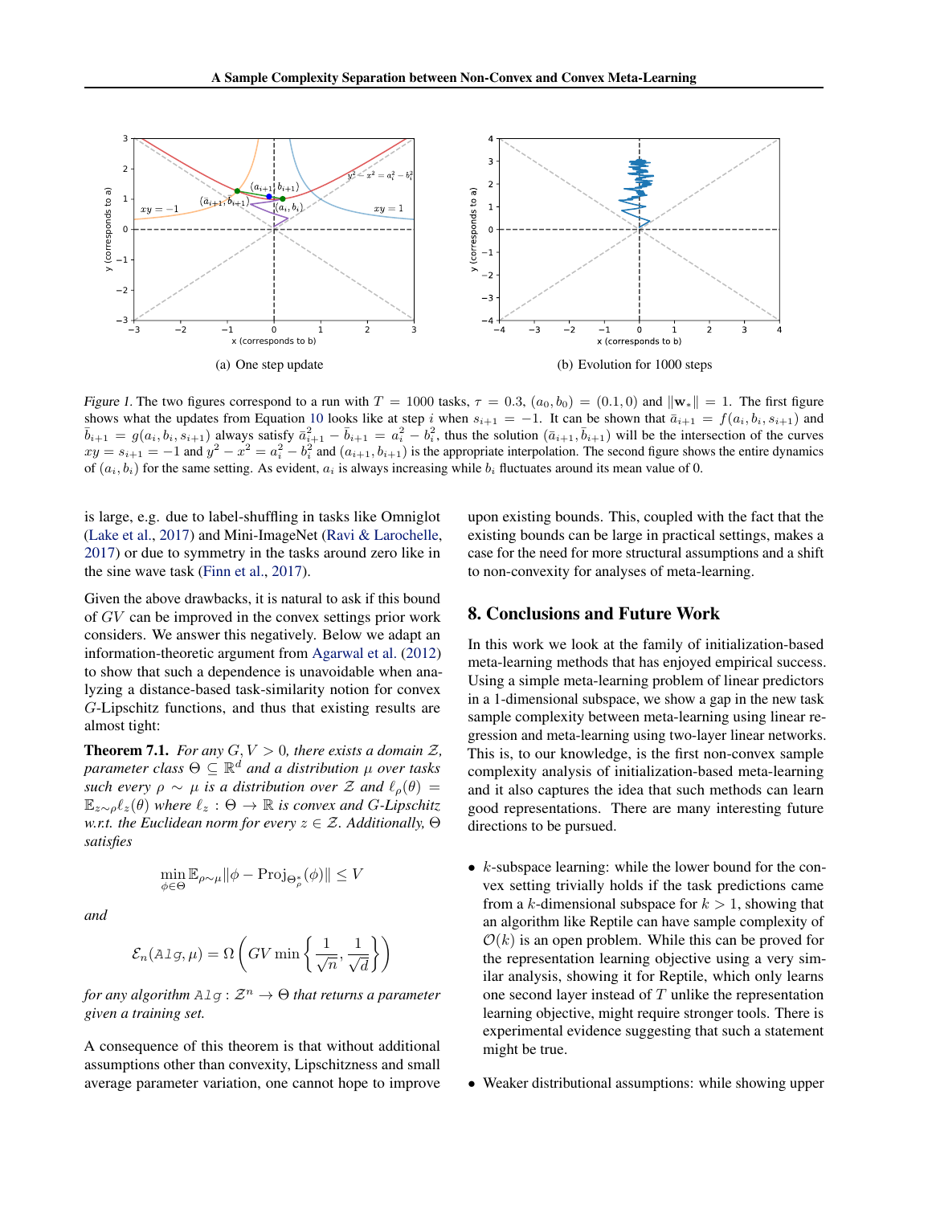(a) One step update

(b) Evolution for 1000 steps

*Figure 1.* The two figures correspond to a run with $T = 1000$ tasks, $\tau = 0.3$, $(a_0, b_0) = (0.1, 0)$ and $\|\mathbf{w}_*\| = 1$. The first figure shows what the updates from Equation 10 looks like at step $i$ when $s_{i+1} = -1$. It can be shown that $\bar{a}_{i+1} = f(a_i, b_i, s_{i+1})$ and $\bar{b}_{i+1} = g(a_i, b_i, s_{i+1})$ always satisfy $\bar{a}_{i+1}^2 - \bar{b}_{i+1} = a_i^2 - b_i^2$, thus the solution $(\bar{a}_{i+1}, \bar{b}_{i+1})$ will be the intersection of the curves $xy = s_{i+1} = -1$ and $y^2 - x^2 = a_i^2 - b_i^2$ and $(a_{i+1}, b_{i+1})$ is the appropriate interpolation. The second figure shows the entire dynamics of $(a_i, b_i)$ for the same setting. As evident, $a_i$ is always increasing while $b_i$ fluctuates around its mean value of 0.

is large, e.g. due to label-shuffling in tasks like Omniglot (Lake et al., 2017) and Mini-ImageNet (Ravi & Larochelle, 2017) or due to symmetry in the tasks around zero like in the sine wave task (Finn et al., 2017).

Given the above drawbacks, it is natural to ask if this bound of $GV$ can be improved in the convex settings prior work considers. We answer this negatively. Below we adapt an information-theoretic argument from Agarwal et al. (2012) to show that such a dependence is unavoidable when analyzing a distance-based task-similarity notion for convex $G$-Lipschitz functions, and thus that existing results are almost tight:

**Theorem 7.1.** *For any $G, V > 0$, there exists a domain $\mathcal{Z}$, parameter class $\Theta \subseteq \mathbb{R}^d$ and a distribution $\mu$ over tasks such every $\rho \sim \mu$ is a distribution over $\mathcal{Z}$ and $\ell_\rho(\theta) = \mathbb{E}_{z\sim\rho}\ell_z(\theta)$ where $\ell_z : \Theta \to \mathbb{R}$ is convex and $G$-Lipschitz w.r.t. the Euclidean norm for every $z \in \mathcal{Z}$. Additionally, $\Theta$ satisfies*

$$\min_{\phi\in\Theta} \mathbb{E}_{\rho\sim\mu}\|\phi - \mathrm{Proj}_{\Theta_\rho^*}(\phi)\| \leq V$$

*and*

$$\mathcal{E}_n(\texttt{Alg}, \mu) = \Omega\left(GV \min\left\{\frac{1}{\sqrt{n}}, \frac{1}{\sqrt{d}}\right\}\right)$$

*for any algorithm $\texttt{Alg} : \mathcal{Z}^n \to \Theta$ that returns a parameter given a training set.*

A consequence of this theorem is that without additional assumptions other than convexity, Lipschitzness and small average parameter variation, one cannot hope to improve upon existing bounds. This, coupled with the fact that the existing bounds can be large in practical settings, makes a case for the need for more structural assumptions and a shift to non-convexity for analyses of meta-learning.

## 8. Conclusions and Future Work

In this work we look at the family of initialization-based meta-learning methods that has enjoyed empirical success. Using a simple meta-learning problem of linear predictors in a 1-dimensional subspace, we show a gap in the new task sample complexity between meta-learning using linear regression and meta-learning using two-layer linear networks. This is, to our knowledge, the first non-convex sample complexity analysis of initialization-based meta-learning and it also captures the idea that such methods can learn good representations. There are many interesting future directions to be pursued.

- $k$-subspace learning: while the lower bound for the convex setting trivially holds if the task predictions came from a $k$-dimensional subspace for $k > 1$, showing that an algorithm like Reptile can have sample complexity of $\mathcal{O}(k)$ is an open problem. While this can be proved for the representation learning objective using a very similar analysis, showing it for Reptile, which only learns one second layer instead of $T$ unlike the representation learning objective, might require stronger tools. There is experimental evidence suggesting that such a statement might be true.
- Weaker distributional assumptions: while showing upper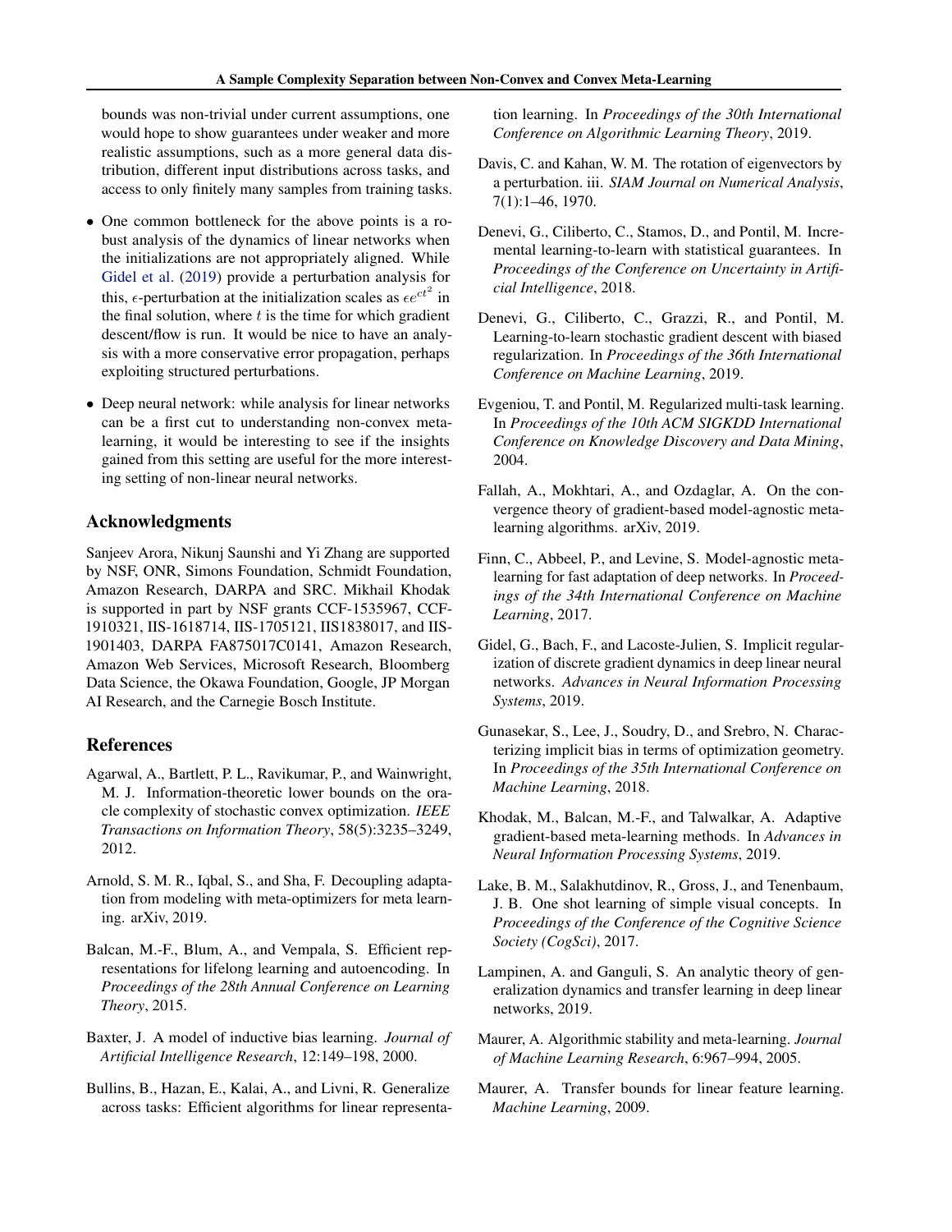bounds was non-trivial under current assumptions, one would hope to show guarantees under weaker and more realistic assumptions, such as a more general data distribution, different input distributions across tasks, and access to only finitely many samples from training tasks.

- One common bottleneck for the above points is a robust analysis of the dynamics of linear networks when the initializations are not appropriately aligned. While Gidel et al. (2019) provide a perturbation analysis for this, $\epsilon$-perturbation at the initialization scales as $\epsilon e^{ct^2}$ in the final solution, where $t$ is the time for which gradient descent/flow is run. It would be nice to have an analysis with a more conservative error propagation, perhaps exploiting structured perturbations.
- Deep neural network: while analysis for linear networks can be a first cut to understanding non-convex meta-learning, it would be interesting to see if the insights gained from this setting are useful for the more interesting setting of non-linear neural networks.

## Acknowledgments

Sanjeev Arora, Nikunj Saunshi and Yi Zhang are supported by NSF, ONR, Simons Foundation, Schmidt Foundation, Amazon Research, DARPA and SRC. Mikhail Khodak is supported in part by NSF grants CCF-1535967, CCF-1910321, IIS-1618714, IIS-1705121, IIS1838017, and IIS-1901403, DARPA FA875017C0141, Amazon Research, Amazon Web Services, Microsoft Research, Bloomberg Data Science, the Okawa Foundation, Google, JP Morgan AI Research, and the Carnegie Bosch Institute.

## References

Agarwal, A., Bartlett, P. L., Ravikumar, P., and Wainwright, M. J. Information-theoretic lower bounds on the oracle complexity of stochastic convex optimization. *IEEE Transactions on Information Theory*, 58(5):3235–3249, 2012.

Arnold, S. M. R., Iqbal, S., and Sha, F. Decoupling adaptation from modeling with meta-optimizers for meta learning. arXiv, 2019.

Balcan, M.-F., Blum, A., and Vempala, S. Efficient representations for lifelong learning and autoencoding. In *Proceedings of the 28th Annual Conference on Learning Theory*, 2015.

Baxter, J. A model of inductive bias learning. *Journal of Artificial Intelligence Research*, 12:149–198, 2000.

Bullins, B., Hazan, E., Kalai, A., and Livni, R. Generalize across tasks: Efficient algorithms for linear representation learning. In *Proceedings of the 30th International Conference on Algorithmic Learning Theory*, 2019.

Davis, C. and Kahan, W. M. The rotation of eigenvectors by a perturbation. iii. *SIAM Journal on Numerical Analysis*, 7(1):1–46, 1970.

Denevi, G., Ciliberto, C., Stamos, D., and Pontil, M. Incremental learning-to-learn with statistical guarantees. In *Proceedings of the Conference on Uncertainty in Artificial Intelligence*, 2018.

Denevi, G., Ciliberto, C., Grazzi, R., and Pontil, M. Learning-to-learn stochastic gradient descent with biased regularization. In *Proceedings of the 36th International Conference on Machine Learning*, 2019.

Evgeniou, T. and Pontil, M. Regularized multi-task learning. In *Proceedings of the 10th ACM SIGKDD International Conference on Knowledge Discovery and Data Mining*, 2004.

Fallah, A., Mokhtari, A., and Ozdaglar, A. On the convergence theory of gradient-based model-agnostic meta-learning algorithms. arXiv, 2019.

Finn, C., Abbeel, P., and Levine, S. Model-agnostic meta-learning for fast adaptation of deep networks. In *Proceedings of the 34th International Conference on Machine Learning*, 2017.

Gidel, G., Bach, F., and Lacoste-Julien, S. Implicit regularization of discrete gradient dynamics in deep linear neural networks. *Advances in Neural Information Processing Systems*, 2019.

Gunasekar, S., Lee, J., Soudry, D., and Srebro, N. Characterizing implicit bias in terms of optimization geometry. In *Proceedings of the 35th International Conference on Machine Learning*, 2018.

Khodak, M., Balcan, M.-F., and Talwalkar, A. Adaptive gradient-based meta-learning methods. In *Advances in Neural Information Processing Systems*, 2019.

Lake, B. M., Salakhutdinov, R., Gross, J., and Tenenbaum, J. B. One shot learning of simple visual concepts. In *Proceedings of the Conference of the Cognitive Science Society (CogSci)*, 2017.

Lampinen, A. and Ganguli, S. An analytic theory of generalization dynamics and transfer learning in deep linear networks, 2019.

Maurer, A. Algorithmic stability and meta-learning. *Journal of Machine Learning Research*, 6:967–994, 2005.

Maurer, A. Transfer bounds for linear feature learning. *Machine Learning*, 2009.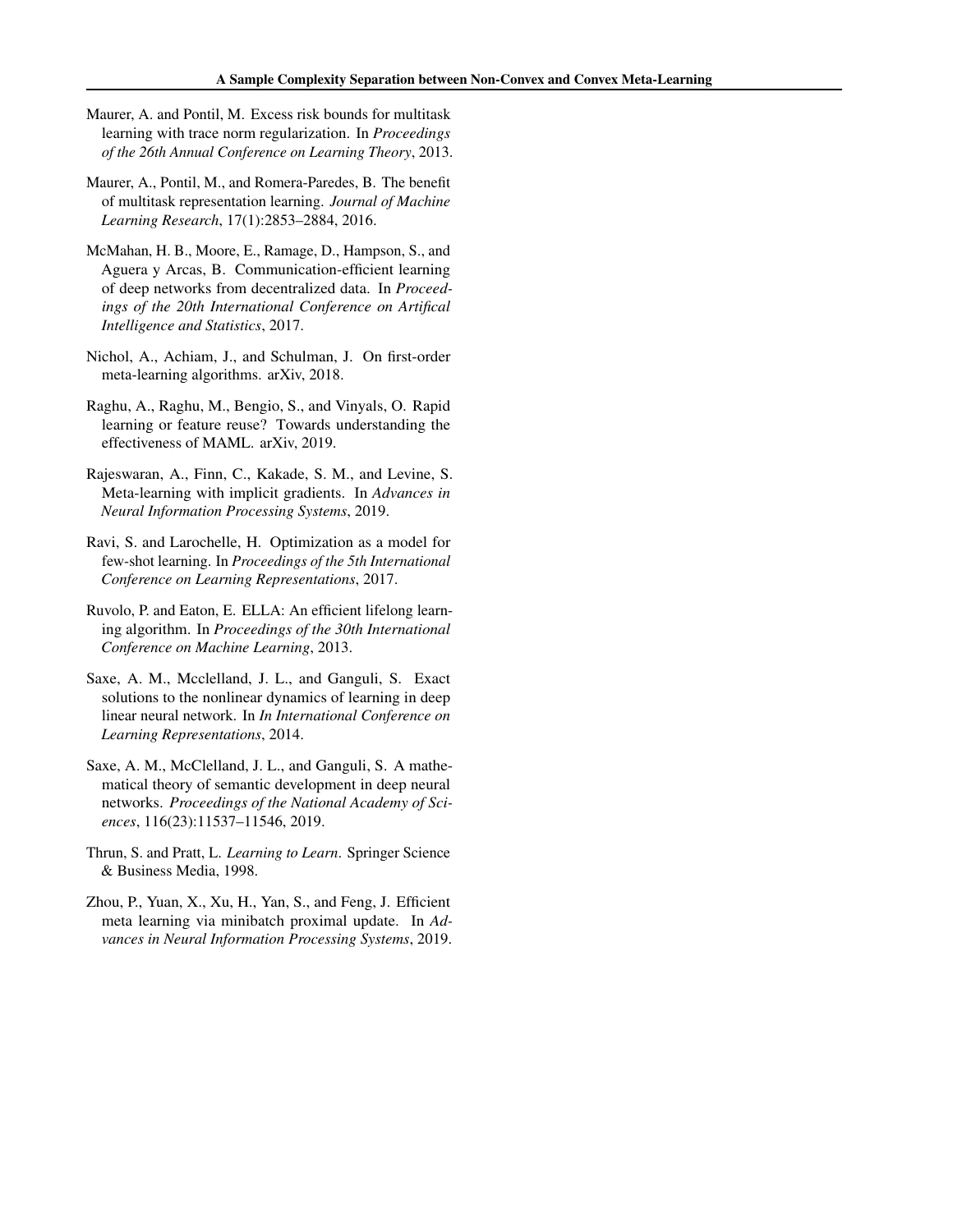Maurer, A. and Pontil, M. Excess risk bounds for multitask learning with trace norm regularization. In *Proceedings of the 26th Annual Conference on Learning Theory*, 2013.

Maurer, A., Pontil, M., and Romera-Paredes, B. The benefit of multitask representation learning. *Journal of Machine Learning Research*, 17(1):2853–2884, 2016.

McMahan, H. B., Moore, E., Ramage, D., Hampson, S., and Aguera y Arcas, B. Communication-efficient learning of deep networks from decentralized data. In *Proceedings of the 20th International Conference on Artifical Intelligence and Statistics*, 2017.

Nichol, A., Achiam, J., and Schulman, J. On first-order meta-learning algorithms. arXiv, 2018.

Raghu, A., Raghu, M., Bengio, S., and Vinyals, O. Rapid learning or feature reuse? Towards understanding the effectiveness of MAML. arXiv, 2019.

Rajeswaran, A., Finn, C., Kakade, S. M., and Levine, S. Meta-learning with implicit gradients. In *Advances in Neural Information Processing Systems*, 2019.

Ravi, S. and Larochelle, H. Optimization as a model for few-shot learning. In *Proceedings of the 5th International Conference on Learning Representations*, 2017.

Ruvolo, P. and Eaton, E. ELLA: An efficient lifelong learning algorithm. In *Proceedings of the 30th International Conference on Machine Learning*, 2013.

Saxe, A. M., Mcclelland, J. L., and Ganguli, S. Exact solutions to the nonlinear dynamics of learning in deep linear neural network. In *In International Conference on Learning Representations*, 2014.

Saxe, A. M., McClelland, J. L., and Ganguli, S. A mathematical theory of semantic development in deep neural networks. *Proceedings of the National Academy of Sciences*, 116(23):11537–11546, 2019.

Thrun, S. and Pratt, L. *Learning to Learn*. Springer Science & Business Media, 1998.

Zhou, P., Yuan, X., Xu, H., Yan, S., and Feng, J. Efficient meta learning via minibatch proximal update. In *Advances in Neural Information Processing Systems*, 2019.